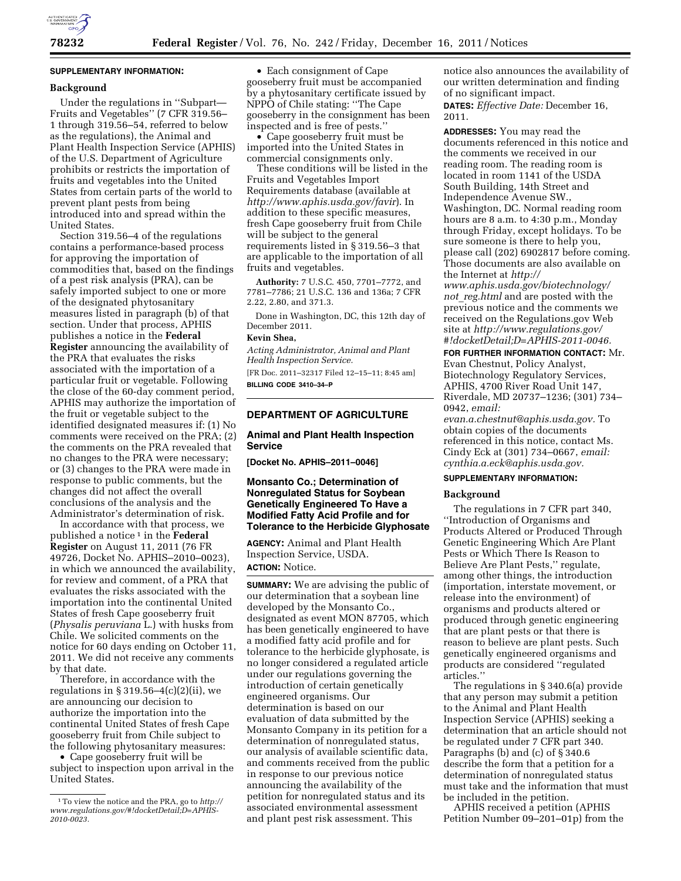**SUPPLEMENTARY INFORMATION:**

**Background**

Under the regulations in ''Subpart—Fruits and Vegetables'' (7 CFR 319.56–1 through 319.56–54, referred to below as the regulations), the Animal and Plant Health Inspection Service (APHIS) of the U.S. Department of Agriculture prohibits or restricts the importation of fruits and vegetables into the United States from certain parts of the world to prevent plant pests from being introduced into and spread within the United States.

Section 319.56–4 of the regulations contains a performance-based process for approving the importation of commodities that, based on the findings of a pest risk analysis (PRA), can be safely imported subject to one or more of the designated phytosanitary measures listed in paragraph (b) of that section. Under that process, APHIS publishes a notice in the **Federal Register** announcing the availability of the PRA that evaluates the risks associated with the importation of a particular fruit or vegetable. Following the close of the 60-day comment period, APHIS may authorize the importation of the fruit or vegetable subject to the identified designated measures if: (1) No comments were received on the PRA; (2) the comments on the PRA revealed that no changes to the PRA were necessary; or (3) changes to the PRA were made in response to public comments, but the changes did not affect the overall conclusions of the analysis and the Administrator's determination of risk.

In accordance with that process, we published a notice [1] in the **Federal Register** on August 11, 2011 (76 FR 49726, Docket No. APHIS–2010–0023), in which we announced the availability, for review and comment, of a PRA that evaluates the risks associated with the importation into the continental United States of fresh Cape gooseberry fruit (*Physalis peruviana* L.) with husks from Chile. We solicited comments on the notice for 60 days ending on October 11, 2011. We did not receive any comments by that date.

Therefore, in accordance with the regulations in § 319.56–4(c)(2)(ii), we are announcing our decision to authorize the importation into the continental United States of fresh Cape gooseberry fruit from Chile subject to the following phytosanitary measures:

- Cape gooseberry fruit will be subject to inspection upon arrival in the United States.
- Each consignment of Cape gooseberry fruit must be accompanied by a phytosanitary certificate issued by NPPO of Chile stating: ''The Cape gooseberry in the consignment has been inspected and is free of pests.''
- Cape gooseberry fruit must be imported into the United States in commercial consignments only.

These conditions will be listed in the Fruits and Vegetables Import Requirements database (available at *http://www.aphis.usda.gov/favir*). In addition to these specific measures, fresh Cape gooseberry fruit from Chile will be subject to the general requirements listed in § 319.56–3 that are applicable to the importation of all fruits and vegetables.

**Authority:** 7 U.S.C. 450, 7701–7772, and 7781–7786; 21 U.S.C. 136 and 136a; 7 CFR 2.22, 2.80, and 371.3.

Done in Washington, DC, this 12th day of December 2011.

**Kevin Shea,**

*Acting Administrator, Animal and Plant Health Inspection Service.*

[FR Doc. 2011–32317 Filed 12–15–11; 8:45 am]

**BILLING CODE 3410–34–P**

[1] To view the notice and the PRA, go to *http://www.regulations.gov/#!docketDetail;D=APHIS-2010-0023.*

## DEPARTMENT OF AGRICULTURE

### Animal and Plant Health Inspection Service

**[Docket No. APHIS–2011–0046]**

### Monsanto Co.; Determination of Nonregulated Status for Soybean Genetically Engineered To Have a Modified Fatty Acid Profile and for Tolerance to the Herbicide Glyphosate

**AGENCY:** Animal and Plant Health Inspection Service, USDA.

**ACTION:** Notice.

**SUMMARY:** We are advising the public of our determination that a soybean line developed by the Monsanto Co., designated as event MON 87705, which has been genetically engineered to have a modified fatty acid profile and for tolerance to the herbicide glyphosate, is no longer considered a regulated article under our regulations governing the introduction of certain genetically engineered organisms. Our determination is based on our evaluation of data submitted by the Monsanto Company in its petition for a determination of nonregulated status, our analysis of available scientific data, and comments received from the public in response to our previous notice announcing the availability of the petition for nonregulated status and its associated environmental assessment and plant pest risk assessment. This notice also announces the availability of our written determination and finding of no significant impact.

**DATES:** *Effective Date:* December 16, 2011.

**ADDRESSES:** You may read the documents referenced in this notice and the comments we received in our reading room. The reading room is located in room 1141 of the USDA South Building, 14th Street and Independence Avenue SW., Washington, DC. Normal reading room hours are 8 a.m. to 4:30 p.m., Monday through Friday, except holidays. To be sure someone is there to help you, please call (202) 6902817 before coming. Those documents are also available on the Internet at *http://www.aphis.usda.gov/biotechnology/not_reg.html* and are posted with the previous notice and the comments we received on the Regulations.gov Web site at *http://www.regulations.gov/#!docketDetail;D=APHIS-2011-0046.*

**FOR FURTHER INFORMATION CONTACT:** Mr. Evan Chestnut, Policy Analyst, Biotechnology Regulatory Services, APHIS, 4700 River Road Unit 147, Riverdale, MD 20737–1236; (301) 734–0942, *email: evan.a.chestnut@aphis.usda.gov.* To obtain copies of the documents referenced in this notice, contact Ms. Cindy Eck at (301) 734–0667, *email: cynthia.a.eck@aphis.usda.gov.*

**SUPPLEMENTARY INFORMATION:**

**Background**

The regulations in 7 CFR part 340, ''Introduction of Organisms and Products Altered or Produced Through Genetic Engineering Which Are Plant Pests or Which There Is Reason to Believe Are Plant Pests,'' regulate, among other things, the introduction (importation, interstate movement, or release into the environment) of organisms and products altered or produced through genetic engineering that are plant pests or that there is reason to believe are plant pests. Such genetically engineered organisms and products are considered ''regulated articles.''

The regulations in § 340.6(a) provide that any person may submit a petition to the Animal and Plant Health Inspection Service (APHIS) seeking a determination that an article should not be regulated under 7 CFR part 340. Paragraphs (b) and (c) of § 340.6 describe the form that a petition for a determination of nonregulated status must take and the information that must be included in the petition.

APHIS received a petition (APHIS Petition Number 09–201–01p) from the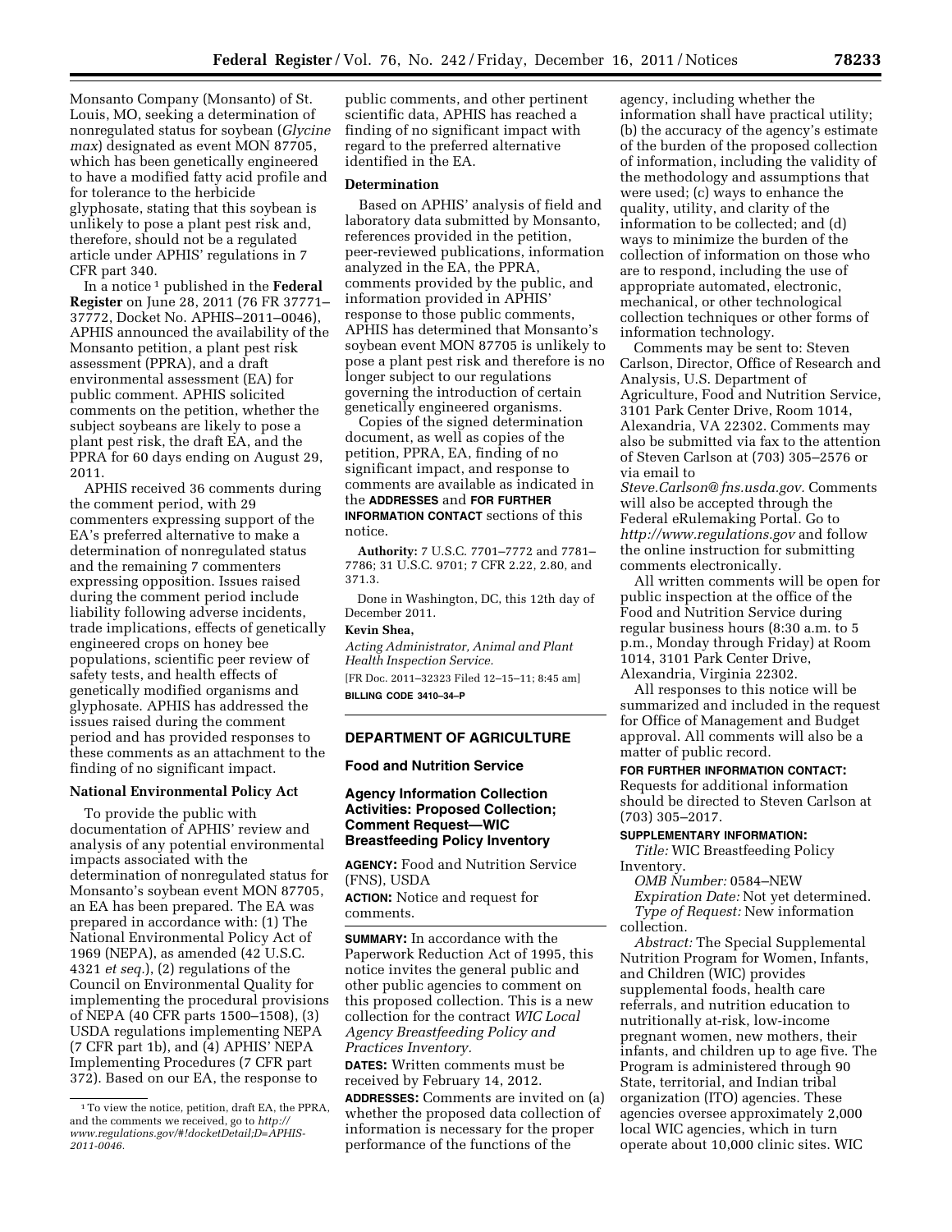Monsanto Company (Monsanto) of St. Louis, MO, seeking a determination of nonregulated status for soybean (*Glycine max*) designated as event MON 87705, which has been genetically engineered to have a modified fatty acid profile and for tolerance to the herbicide glyphosate, stating that this soybean is unlikely to pose a plant pest risk and, therefore, should not be a regulated article under APHIS' regulations in 7 CFR part 340.

In a notice [1] published in the **Federal Register** on June 28, 2011 (76 FR 37771–37772, Docket No. APHIS–2011–0046), APHIS announced the availability of the Monsanto petition, a plant pest risk assessment (PPRA), and a draft environmental assessment (EA) for public comment. APHIS solicited comments on the petition, whether the subject soybeans are likely to pose a plant pest risk, the draft EA, and the PPRA for 60 days ending on August 29, 2011.

APHIS received 36 comments during the comment period, with 29 commenters expressing support of the EA's preferred alternative to make a determination of nonregulated status and the remaining 7 commenters expressing opposition. Issues raised during the comment period include liability following adverse incidents, trade implications, effects of genetically engineered crops on honey bee populations, scientific peer review of safety tests, and health effects of genetically modified organisms and glyphosate. APHIS has addressed the issues raised during the comment period and has provided responses to these comments as an attachment to the finding of no significant impact.

### National Environmental Policy Act

To provide the public with documentation of APHIS' review and analysis of any potential environmental impacts associated with the determination of nonregulated status for Monsanto's soybean event MON 87705, an EA has been prepared. The EA was prepared in accordance with: (1) The National Environmental Policy Act of 1969 (NEPA), as amended (42 U.S.C. 4321 *et seq.*), (2) regulations of the Council on Environmental Quality for implementing the procedural provisions of NEPA (40 CFR parts 1500–1508), (3) USDA regulations implementing NEPA (7 CFR part 1b), and (4) APHIS' NEPA Implementing Procedures (7 CFR part 372). Based on our EA, the response to public comments, and other pertinent scientific data, APHIS has reached a finding of no significant impact with regard to the preferred alternative identified in the EA.

### Determination

Based on APHIS' analysis of field and laboratory data submitted by Monsanto, references provided in the petition, peer-reviewed publications, information analyzed in the EA, the PPRA, comments provided by the public, and information provided in APHIS' response to those public comments, APHIS has determined that Monsanto's soybean event MON 87705 is unlikely to pose a plant pest risk and therefore is no longer subject to our regulations governing the introduction of certain genetically engineered organisms.

Copies of the signed determination document, as well as copies of the petition, PPRA, EA, finding of no significant impact, and response to comments are available as indicated in the **ADDRESSES** and **FOR FURTHER INFORMATION CONTACT** sections of this notice.

**Authority:** 7 U.S.C. 7701–7772 and 7781–7786; 31 U.S.C. 9701; 7 CFR 2.22, 2.80, and 371.3.

Done in Washington, DC, this 12th day of December 2011.

**Kevin Shea,**

*Acting Administrator, Animal and Plant Health Inspection Service.*

[FR Doc. 2011–32323 Filed 12–15–11; 8:45 am]

**BILLING CODE 3410–34–P**

[1] To view the notice, petition, draft EA, the PPRA, and the comments we received, go to *http://www.regulations.gov/#!docketDetail;D=APHIS-2011-0046.*

---

## DEPARTMENT OF AGRICULTURE

### Food and Nutrition Service

### Agency Information Collection Activities: Proposed Collection; Comment Request—WIC Breastfeeding Policy Inventory

**AGENCY:** Food and Nutrition Service (FNS), USDA

**ACTION:** Notice and request for comments.

**SUMMARY:** In accordance with the Paperwork Reduction Act of 1995, this notice invites the general public and other public agencies to comment on this proposed collection. This is a new collection for the contract *WIC Local Agency Breastfeeding Policy and Practices Inventory.*

**DATES:** Written comments must be received by February 14, 2012.

**ADDRESSES:** Comments are invited on (a) whether the proposed data collection of information is necessary for the proper performance of the functions of the agency, including whether the information shall have practical utility; (b) the accuracy of the agency's estimate of the burden of the proposed collection of information, including the validity of the methodology and assumptions that were used; (c) ways to enhance the quality, utility, and clarity of the information to be collected; and (d) ways to minimize the burden of the collection of information on those who are to respond, including the use of appropriate automated, electronic, mechanical, or other technological collection techniques or other forms of information technology.

Comments may be sent to: Steven Carlson, Director, Office of Research and Analysis, U.S. Department of Agriculture, Food and Nutrition Service, 3101 Park Center Drive, Room 1014, Alexandria, VA 22302. Comments may also be submitted via fax to the attention of Steven Carlson at (703) 305–2576 or via email to *Steve.Carlson@fns.usda.gov.* Comments will also be accepted through the Federal eRulemaking Portal. Go to *http://www.regulations.gov* and follow the online instruction for submitting comments electronically.

All written comments will be open for public inspection at the office of the Food and Nutrition Service during regular business hours (8:30 a.m. to 5 p.m., Monday through Friday) at Room 1014, 3101 Park Center Drive, Alexandria, Virginia 22302.

All responses to this notice will be summarized and included in the request for Office of Management and Budget approval. All comments will also be a matter of public record.

**FOR FURTHER INFORMATION CONTACT:** Requests for additional information should be directed to Steven Carlson at (703) 305–2017.

**SUPPLEMENTARY INFORMATION:**

*Title:* WIC Breastfeeding Policy Inventory.

*OMB Number:* 0584–NEW

*Expiration Date:* Not yet determined.

*Type of Request:* New information collection.

*Abstract:* The Special Supplemental Nutrition Program for Women, Infants, and Children (WIC) provides supplemental foods, health care referrals, and nutrition education to nutritionally at-risk, low-income pregnant women, new mothers, their infants, and children up to age five. The Program is administered through 90 State, territorial, and Indian tribal organization (ITO) agencies. These agencies oversee approximately 2,000 local WIC agencies, which in turn operate about 10,000 clinic sites. WIC